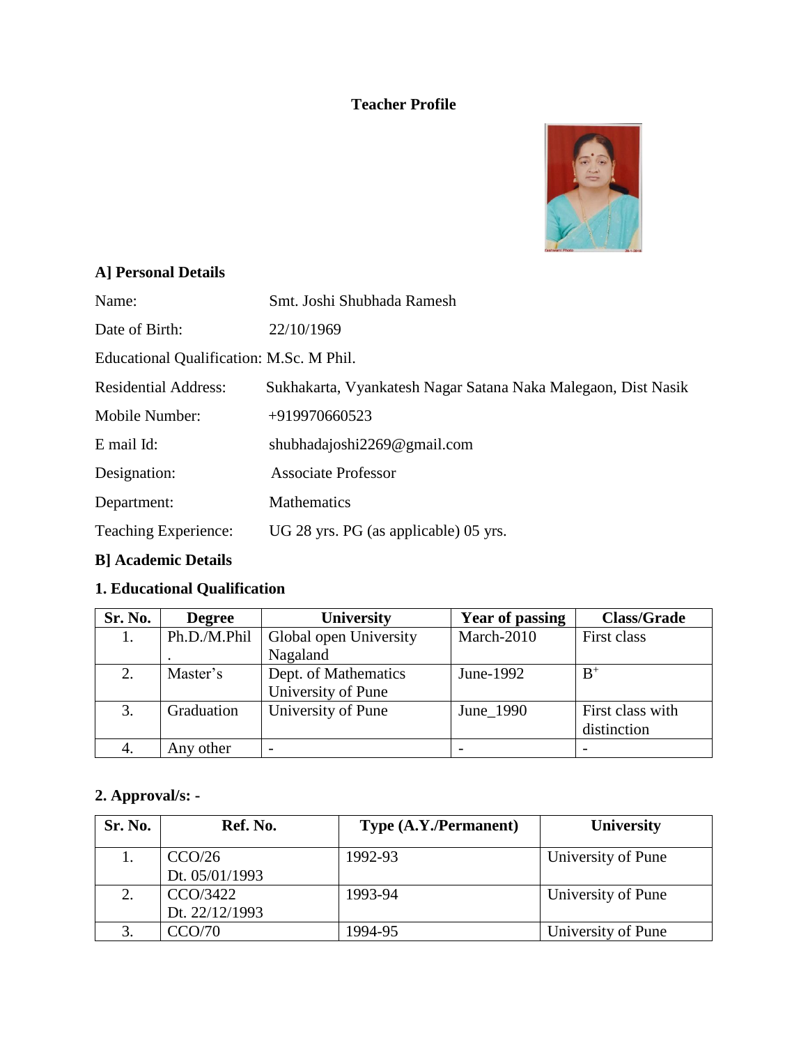# Teacher Profile

## A] Personal Details

Name: Smt. Joshi Shubhada Ramesh

Date of Birth: 22/10/1969

Educational Qualification: M.Sc. M Phil.

Residential Address: Sukhakarta, Vyankatesh Nagar Satana Naka Malegaon, Dist Nasik

Mobile Number: +919970660523

E mail Id: shubhadajoshi2269@gmail.com

Designation: Associate Professor

Department: Mathematics

Teaching Experience: UG 28 yrs. PG (as applicable) 05 yrs.

## B] Academic Details

### 1. Educational Qualification

| Sr. No. | Degree | University | Year of passing | Class/Grade |
|---|---|---|---|---|
| 1. | Ph.D./M.Phil. | Global open University Nagaland | March-2010 | First class |
| 2. | Master's | Dept. of Mathematics University of Pune | June-1992 | $B^+$ |
| 3. | Graduation | University of Pune | June_1990 | First class with distinction |
| 4. | Any other | - | - | - |

### 2. Approval/s: -

| Sr. No. | Ref. No. | Type (A.Y./Permanent) | University |
|---|---|---|---|
| 1. | CCO/26 Dt. 05/01/1993 | 1992-93 | University of Pune |
| 2. | CCO/3422 Dt. 22/12/1993 | 1993-94 | University of Pune |
| 3. | CCO/70 | 1994-95 | University of Pune |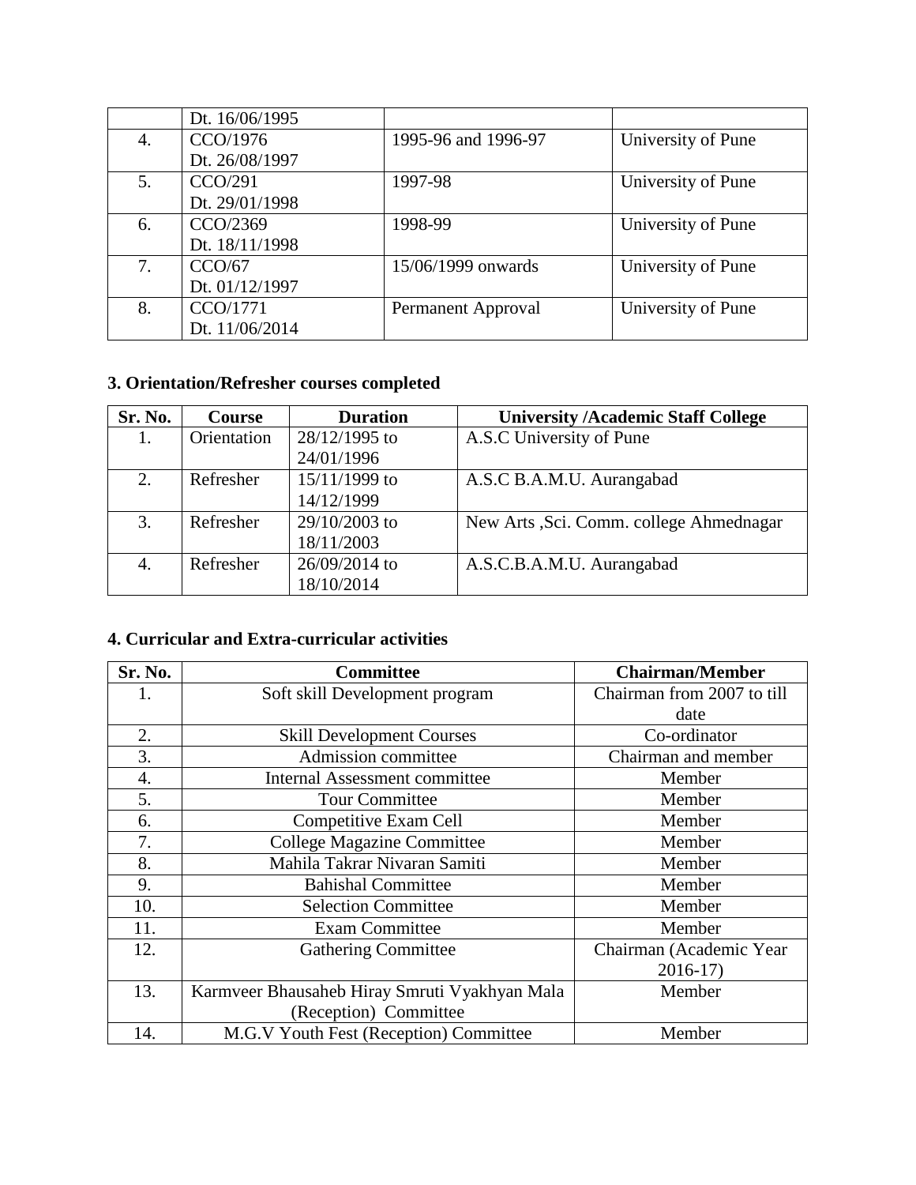|  | Dt. 16/06/1995 |  |  |
|---|---|---|---|
| 4. | CCO/1976 Dt. 26/08/1997 | 1995-96 and 1996-97 | University of Pune |
| 5. | CCO/291 Dt. 29/01/1998 | 1997-98 | University of Pune |
| 6. | CCO/2369 Dt. 18/11/1998 | 1998-99 | University of Pune |
| 7. | CCO/67 Dt. 01/12/1997 | 15/06/1999 onwards | University of Pune |
| 8. | CCO/1771 Dt. 11/06/2014 | Permanent Approval | University of Pune |

**3. Orientation/Refresher courses completed**

| Sr. No. | Course | Duration | University /Academic Staff College |
|---|---|---|---|
| 1. | Orientation | 28/12/1995 to 24/01/1996 | A.S.C University of Pune |
| 2. | Refresher | 15/11/1999 to 14/12/1999 | A.S.C B.A.M.U. Aurangabad |
| 3. | Refresher | 29/10/2003 to 18/11/2003 | New Arts ,Sci. Comm. college Ahmednagar |
| 4. | Refresher | 26/09/2014 to 18/10/2014 | A.S.C.B.A.M.U. Aurangabad |

**4. Curricular and Extra-curricular activities**

| Sr. No. | Committee | Chairman/Member |
|---|---|---|
| 1. | Soft skill Development program | Chairman from 2007 to till date |
| 2. | Skill Development Courses | Co-ordinator |
| 3. | Admission committee | Chairman and member |
| 4. | Internal Assessment committee | Member |
| 5. | Tour Committee | Member |
| 6. | Competitive Exam Cell | Member |
| 7. | College Magazine Committee | Member |
| 8. | Mahila Takrar Nivaran Samiti | Member |
| 9. | Bahishal Committee | Member |
| 10. | Selection Committee | Member |
| 11. | Exam Committee | Member |
| 12. | Gathering Committee | Chairman (Academic Year 2016-17) |
| 13. | Karmveer Bhausaheb Hiray Smruti Vyakhyan Mala (Reception) Committee | Member |
| 14. | M.G.V Youth Fest (Reception) Committee | Member |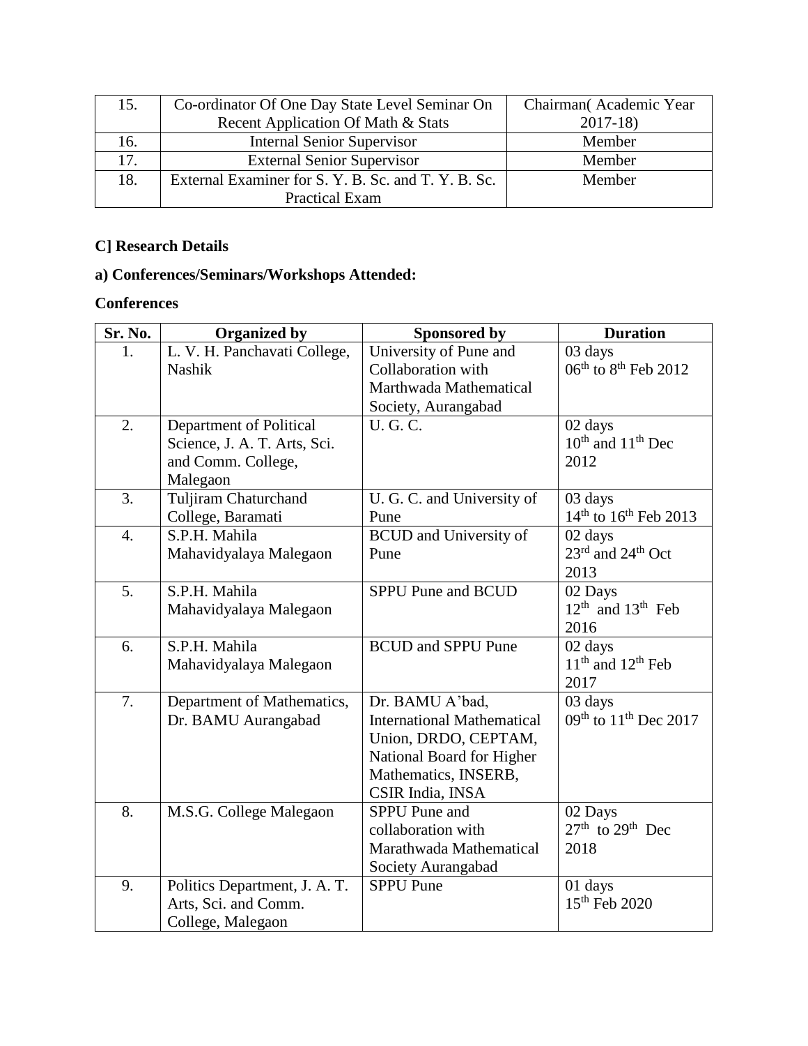| 15. | Co-ordinator Of One Day State Level Seminar On Recent Application Of Math & Stats | Chairman( Academic Year 2017-18) |
|---|---|---|
| 16. | Internal Senior Supervisor | Member |
| 17. | External Senior Supervisor | Member |
| 18. | External Examiner for S. Y. B. Sc. and T. Y. B. Sc. Practical Exam | Member |

## C] Research Details

### a) Conferences/Seminars/Workshops Attended:

**Conferences**

| Sr. No. | Organized by | Sponsored by | Duration |
|---|---|---|---|
| 1. | L. V. H. Panchavati College, Nashik | University of Pune and Collaboration with Marthwada Mathematical Society, Aurangabad | 03 days 06th to 8th Feb 2012 |
| 2. | Department of Political Science, J. A. T. Arts, Sci. and Comm. College, Malegaon | U. G. C. | 02 days 10th and 11th Dec 2012 |
| 3. | Tuljiram Chaturchand College, Baramati | U. G. C. and University of Pune | 03 days 14th to 16th Feb 2013 |
| 4. | S.P.H. Mahila Mahavidyalaya Malegaon | BCUD and University of Pune | 02 days 23rd and 24th Oct 2013 |
| 5. | S.P.H. Mahila Mahavidyalaya Malegaon | SPPU Pune and BCUD | 02 Days 12th and 13th Feb 2016 |
| 6. | S.P.H. Mahila Mahavidyalaya Malegaon | BCUD and SPPU Pune | 02 days 11th and 12th Feb 2017 |
| 7. | Department of Mathematics, Dr. BAMU Aurangabad | Dr. BAMU A'bad, International Mathematical Union, DRDO, CEPTAM, National Board for Higher Mathematics, INSERB, CSIR India, INSA | 03 days 09th to 11th Dec 2017 |
| 8. | M.S.G. College Malegaon | SPPU Pune and collaboration with Marathwada Mathematical Society Aurangabad | 02 Days 27th to 29th Dec 2018 |
| 9. | Politics Department, J. A. T. Arts, Sci. and Comm. College, Malegaon | SPPU Pune | 01 days 15th Feb 2020 |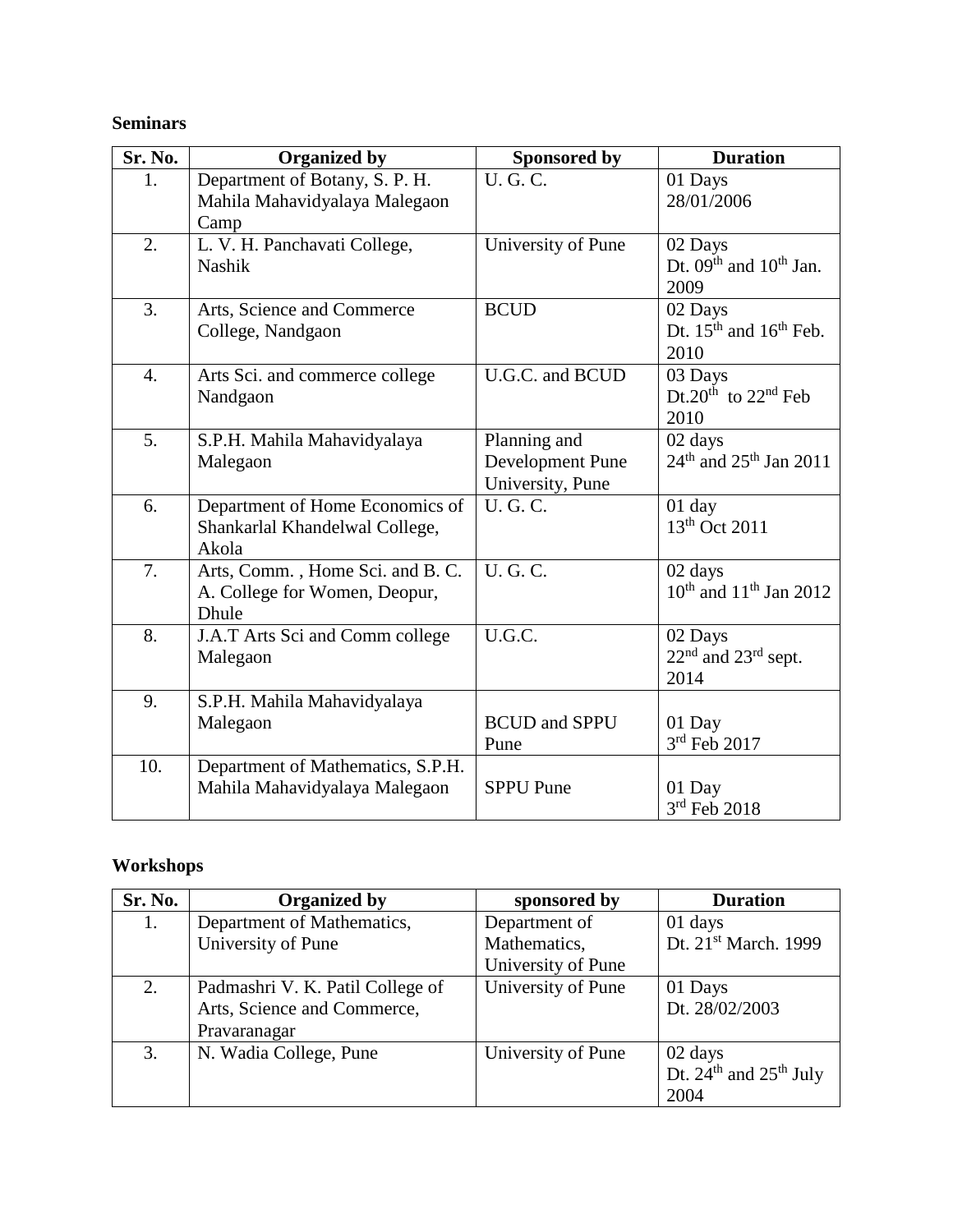**Seminars**

| Sr. No. | Organized by | Sponsored by | Duration |
|---|---|---|---|
| 1. | Department of Botany, S. P. H. Mahila Mahavidyalaya Malegaon Camp | U. G. C. | 01 Days 28/01/2006 |
| 2. | L. V. H. Panchavati College, Nashik | University of Pune | 02 Days Dt. 09th and 10th Jan. 2009 |
| 3. | Arts, Science and Commerce College, Nandgaon | BCUD | 02 Days Dt. 15th and 16th Feb. 2010 |
| 4. | Arts Sci. and commerce college Nandgaon | U.G.C. and BCUD | 03 Days Dt.20th to 22nd Feb 2010 |
| 5. | S.P.H. Mahila Mahavidyalaya Malegaon | Planning and Development Pune University, Pune | 02 days 24th and 25th Jan 2011 |
| 6. | Department of Home Economics of Shankarlal Khandelwal College, Akola | U. G. C. | 01 day 13th Oct 2011 |
| 7. | Arts, Comm. , Home Sci. and B. C. A. College for Women, Deopur, Dhule | U. G. C. | 02 days 10th and 11th Jan 2012 |
| 8. | J.A.T Arts Sci and Comm college Malegaon | U.G.C. | 02 Days 22nd and 23rd sept. 2014 |
| 9. | S.P.H. Mahila Mahavidyalaya Malegaon | BCUD and SPPU Pune | 01 Day 3rd Feb 2017 |
| 10. | Department of Mathematics, S.P.H. Mahila Mahavidyalaya Malegaon | SPPU Pune | 01 Day 3rd Feb 2018 |

**Workshops**

| Sr. No. | Organized by | sponsored by | Duration |
|---|---|---|---|
| 1. | Department of Mathematics, University of Pune | Department of Mathematics, University of Pune | 01 days Dt. 21st March. 1999 |
| 2. | Padmashri V. K. Patil College of Arts, Science and Commerce, Pravaranagar | University of Pune | 01 Days Dt. 28/02/2003 |
| 3. | N. Wadia College, Pune | University of Pune | 02 days Dt. 24th and 25th July 2004 |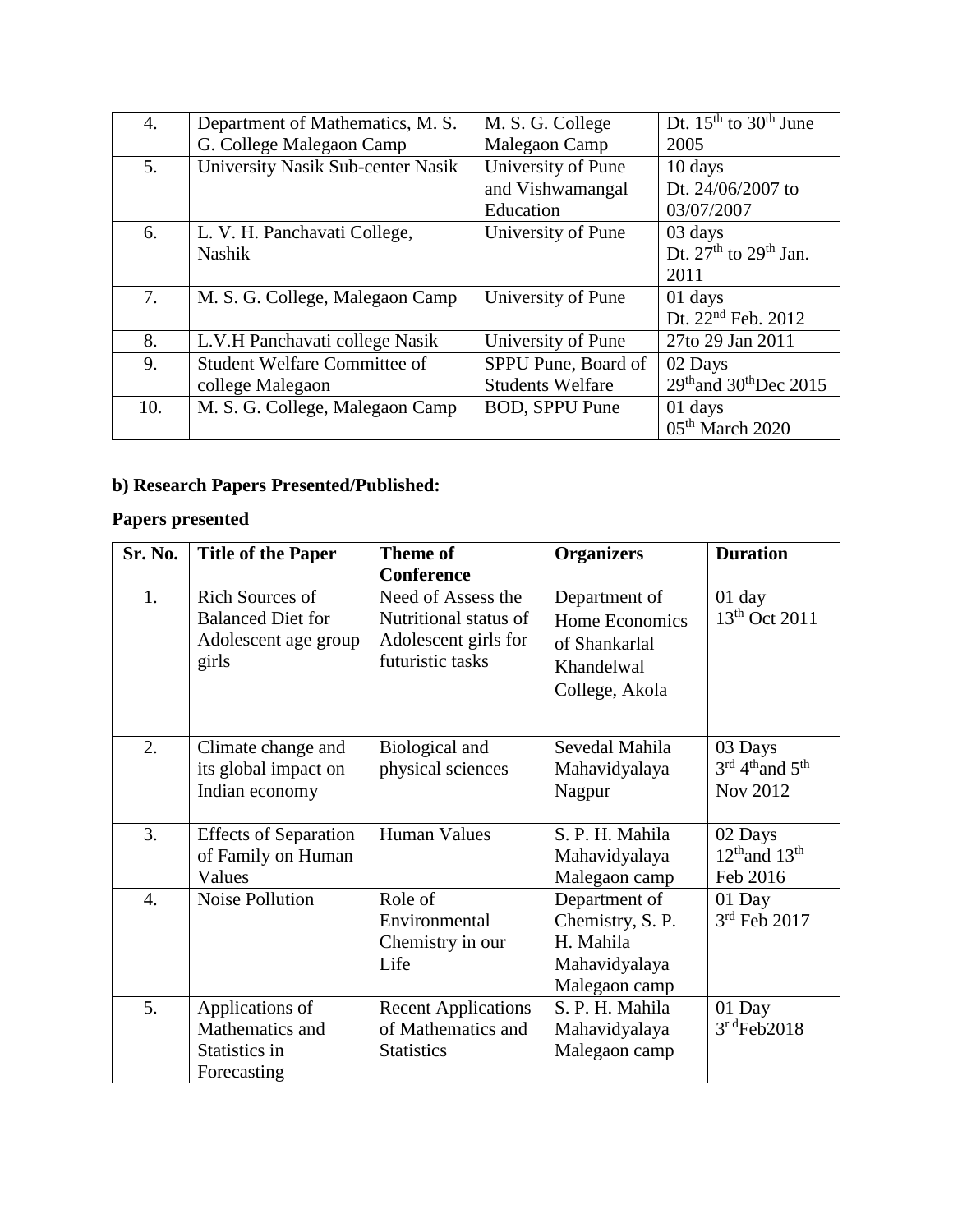| 4. | Department of Mathematics, M. S. G. College Malegaon Camp | M. S. G. College Malegaon Camp | Dt. 15th to 30th June 2005 |
|---|---|---|---|
| 5. | University Nasik Sub-center Nasik | University of Pune and Vishwamangal Education | 10 days Dt. 24/06/2007 to 03/07/2007 |
| 6. | L. V. H. Panchavati College, Nashik | University of Pune | 03 days Dt. 27th to 29th Jan. 2011 |
| 7. | M. S. G. College, Malegaon Camp | University of Pune | 01 days Dt. 22nd Feb. 2012 |
| 8. | L.V.H Panchavati college Nasik | University of Pune | 27to 29 Jan 2011 |
| 9. | Student Welfare Committee of college Malegaon | SPPU Pune, Board of Students Welfare | 02 Days 29thand 30thDec 2015 |
| 10. | M. S. G. College, Malegaon Camp | BOD, SPPU Pune | 01 days 05th March 2020 |

**b) Research Papers Presented/Published:**

**Papers presented**

| Sr. No. | Title of the Paper | Theme of Conference | Organizers | Duration |
|---|---|---|---|---|
| 1. | Rich Sources of Balanced Diet for Adolescent age group girls | Need of Assess the Nutritional status of Adolescent girls for futuristic tasks | Department of Home Economics of Shankarlal Khandelwal College, Akola | 01 day 13th Oct 2011 |
| 2. | Climate change and its global impact on Indian economy | Biological and physical sciences | Sevedal Mahila Mahavidyalaya Nagpur | 03 Days 3rd 4thand 5th Nov 2012 |
| 3. | Effects of Separation of Family on Human Values | Human Values | S. P. H. Mahila Mahavidyalaya Malegaon camp | 02 Days 12thand 13th Feb 2016 |
| 4. | Noise Pollution | Role of Environmental Chemistry in our Life | Department of Chemistry, S. P. H. Mahila Mahavidyalaya Malegaon camp | 01 Day 3rd Feb 2017 |
| 5. | Applications of Mathematics and Statistics in Forecasting | Recent Applications of Mathematics and Statistics | S. P. H. Mahila Mahavidyalaya Malegaon camp | 01 Day 3r dFeb2018 |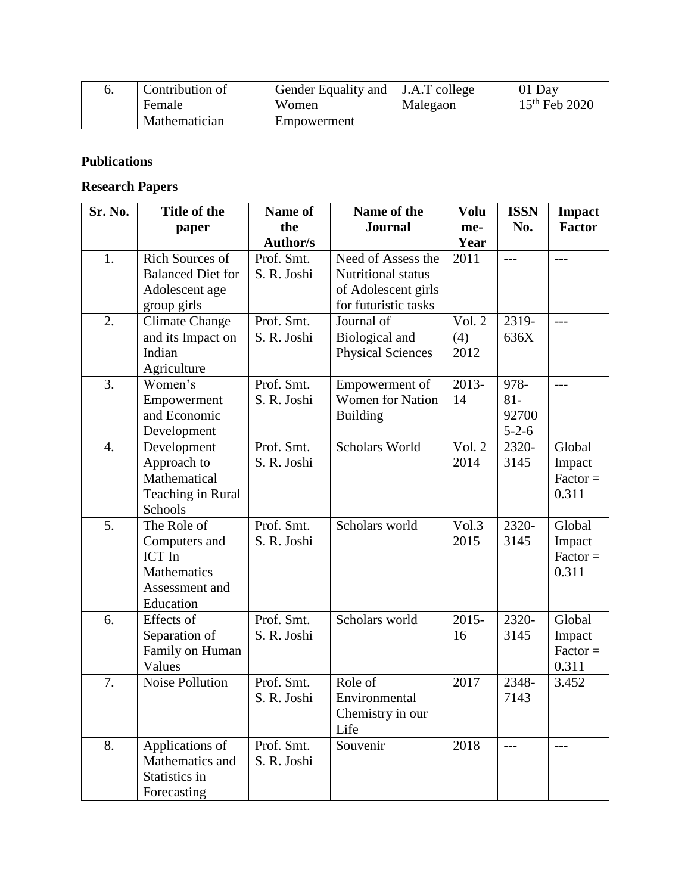| 6. | Contribution of Female Mathematician | Gender Equality and Women Empowerment | J.A.T college Malegaon | 01 Day 15th Feb 2020 |
|---|---|---|---|---|

**Publications**

**Research Papers**

| Sr. No. | Title of the paper | Name of the Author/s | Name of the Journal | Volume-Year | ISSN No. | Impact Factor |
|---|---|---|---|---|---|---|
| 1. | Rich Sources of Balanced Diet for Adolescent age group girls | Prof. Smt. S. R. Joshi | Need of Assess the Nutritional status of Adolescent girls for futuristic tasks | 2011 | --- | --- |
| 2. | Climate Change and its Impact on Indian Agriculture | Prof. Smt. S. R. Joshi | Journal of Biological and Physical Sciences | Vol. 2 (4) 2012 | 2319-636X | --- |
| 3. | Women's Empowerment and Economic Development | Prof. Smt. S. R. Joshi | Empowerment of Women for Nation Building | 2013-14 | 978-81-92700 5-2-6 | --- |
| 4. | Development Approach to Mathematical Teaching in Rural Schools | Prof. Smt. S. R. Joshi | Scholars World | Vol. 2 2014 | 2320-3145 | Global Impact Factor = 0.311 |
| 5. | The Role of Computers and ICT In Mathematics Assessment and Education | Prof. Smt. S. R. Joshi | Scholars world | Vol.3 2015 | 2320-3145 | Global Impact Factor = 0.311 |
| 6. | Effects of Separation of Family on Human Values | Prof. Smt. S. R. Joshi | Scholars world | 2015-16 | 2320-3145 | Global Impact Factor = 0.311 |
| 7. | Noise Pollution | Prof. Smt. S. R. Joshi | Role of Environmental Chemistry in our Life | 2017 | 2348-7143 | 3.452 |
| 8. | Applications of Mathematics and Statistics in Forecasting | Prof. Smt. S. R. Joshi | Souvenir | 2018 | --- | --- |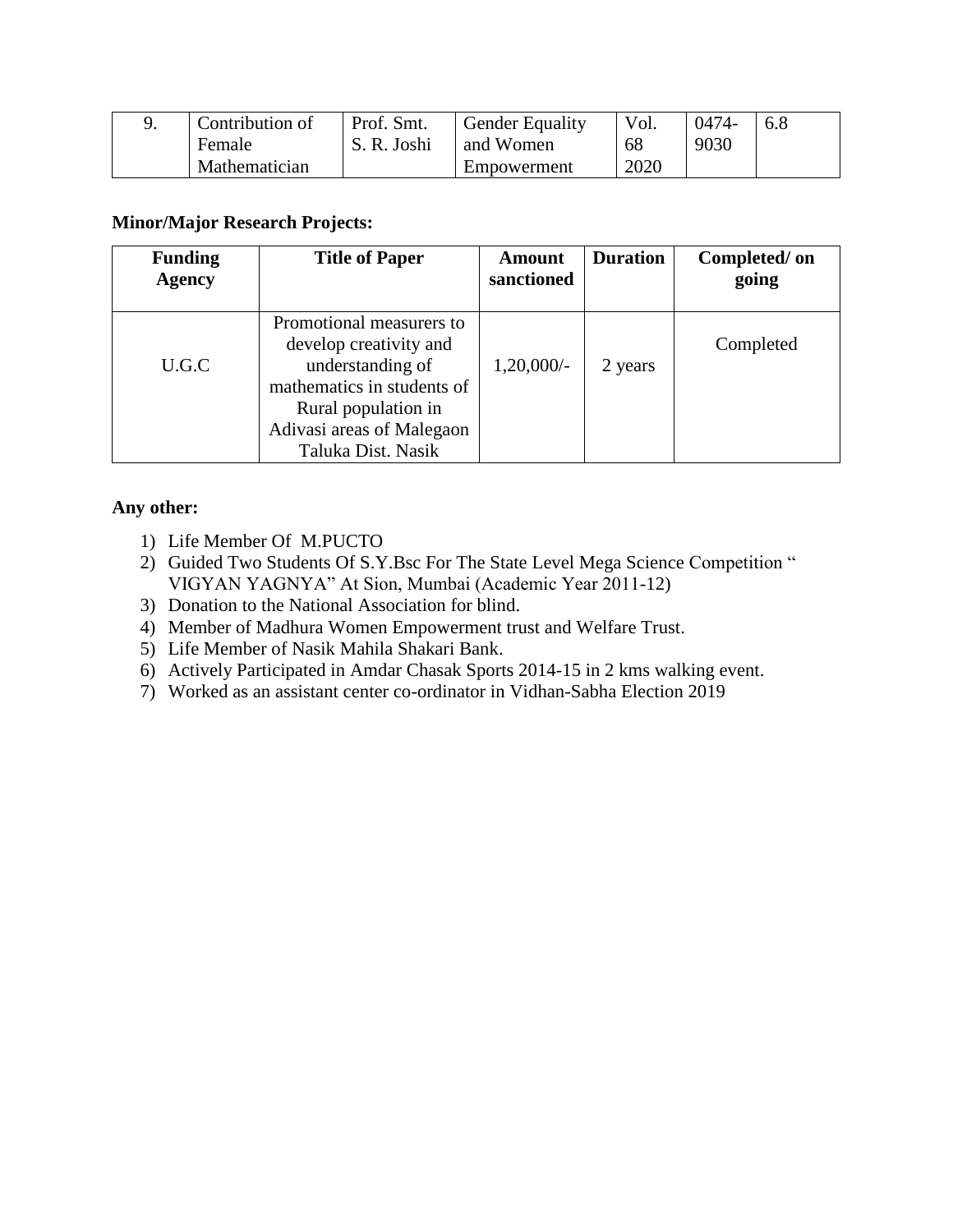| | | | | | | |
|---|---|---|---|---|---|---|
| 9. | Contribution of Female Mathematician | Prof. Smt. S. R. Joshi | Gender Equality and Women Empowerment | Vol. 68 2020 | 0474-9030 | 6.8 |

**Minor/Major Research Projects:**

| Funding Agency | Title of Paper | Amount sanctioned | Duration | Completed/ on going |
|---|---|---|---|---|
| U.G.C | Promotional measurers to develop creativity and understanding of mathematics in students of Rural population in Adivasi areas of Malegaon Taluka Dist. Nasik | 1,20,000/- | 2 years | Completed |

**Any other:**

1) Life Member Of M.PUCTO
2) Guided Two Students Of S.Y.Bsc For The State Level Mega Science Competition " VIGYAN YAGNYA" At Sion, Mumbai (Academic Year 2011-12)
3) Donation to the National Association for blind.
4) Member of Madhura Women Empowerment trust and Welfare Trust.
5) Life Member of Nasik Mahila Shakari Bank.
6) Actively Participated in Amdar Chasak Sports 2014-15 in 2 kms walking event.
7) Worked as an assistant center co-ordinator in Vidhan-Sabha Election 2019